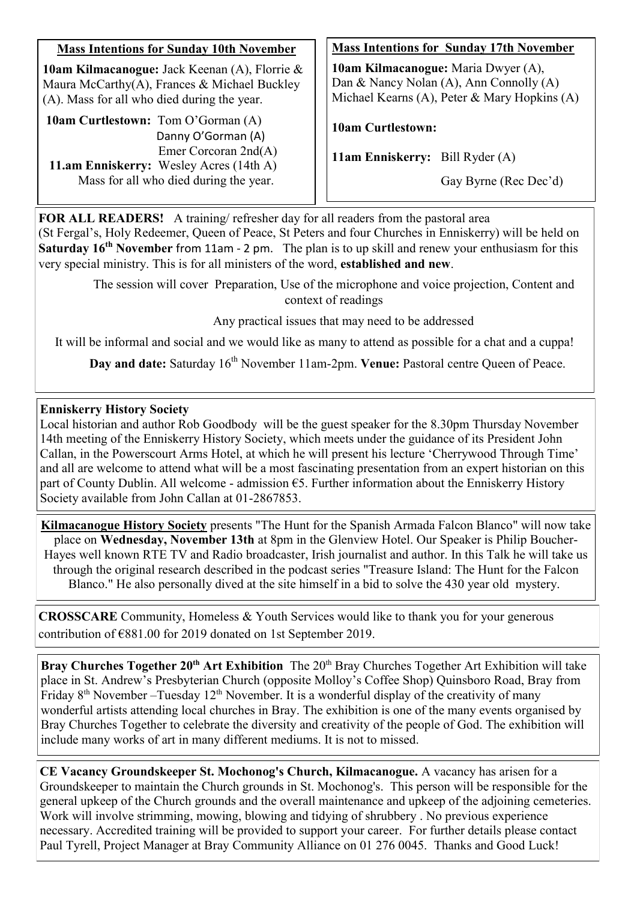### Mass Intentions for Sunday 10th November

**10am Kilmacanogue:** Jack Keenan (A), Florrie & Maura McCarthy(A), Frances & Michael Buckley (A). Mass for all who died during the year.

**10am Curtlestown:** Tom O'Gorman (A)
Danny O'Gorman (A)
Emer Corcoran 2nd(A)

**11.am Enniskerry:** Wesley Acres (14th A)
Mass for all who died during the year.

### Mass Intentions for Sunday 17th November

**10am Kilmacanogue:** Maria Dwyer (A), Dan & Nancy Nolan (A), Ann Connolly (A) Michael Kearns (A), Peter & Mary Hopkins (A)

**10am Curtlestown:**

**11am Enniskerry:** Bill Ryder (A)
Gay Byrne (Rec Dec'd)

**FOR ALL READERS!** A training/ refresher day for all readers from the pastoral area (St Fergal's, Holy Redeemer, Queen of Peace, St Peters and four Churches in Enniskerry) will be held on **Saturday 16th November** from 11am - 2 pm. The plan is to up skill and renew your enthusiasm for this very special ministry. This is for all ministers of the word, **established and new**.

The session will cover Preparation, Use of the microphone and voice projection, Content and context of readings

Any practical issues that may need to be addressed

It will be informal and social and we would like as many to attend as possible for a chat and a cuppa!

**Day and date:** Saturday 16th November 11am-2pm. **Venue:** Pastoral centre Queen of Peace.

**Enniskerry History Society**
Local historian and author Rob Goodbody will be the guest speaker for the 8.30pm Thursday November 14th meeting of the Enniskerry History Society, which meets under the guidance of its President John Callan, in the Powerscourt Arms Hotel, at which he will present his lecture 'Cherrywood Through Time' and all are welcome to attend what will be a most fascinating presentation from an expert historian on this part of County Dublin. All welcome - admission €5. Further information about the Enniskerry History Society available from John Callan at 01-2867853.

**Kilmacanogue History Society** presents "The Hunt for the Spanish Armada Falcon Blanco" will now take place on **Wednesday, November 13th** at 8pm in the Glenview Hotel. Our Speaker is Philip Boucher-Hayes well known RTE TV and Radio broadcaster, Irish journalist and author. In this Talk he will take us through the original research described in the podcast series "Treasure Island: The Hunt for the Falcon Blanco." He also personally dived at the site himself in a bid to solve the 430 year old mystery.

**CROSSCARE** Community, Homeless & Youth Services would like to thank you for your generous contribution of €881.00 for 2019 donated on 1st September 2019.

**Bray Churches Together 20th Art Exhibition** The 20th Bray Churches Together Art Exhibition will take place in St. Andrew's Presbyterian Church (opposite Molloy's Coffee Shop) Quinsboro Road, Bray from Friday 8th November –Tuesday 12th November. It is a wonderful display of the creativity of many wonderful artists attending local churches in Bray. The exhibition is one of the many events organised by Bray Churches Together to celebrate the diversity and creativity of the people of God. The exhibition will include many works of art in many different mediums. It is not to missed.

**CE Vacancy Groundskeeper St. Mochonog's Church, Kilmacanogue.** A vacancy has arisen for a Groundskeeper to maintain the Church grounds in St. Mochonog's. This person will be responsible for the general upkeep of the Church grounds and the overall maintenance and upkeep of the adjoining cemeteries. Work will involve strimming, mowing, blowing and tidying of shrubbery . No previous experience necessary. Accredited training will be provided to support your career. For further details please contact Paul Tyrell, Project Manager at Bray Community Alliance on 01 276 0045. Thanks and Good Luck!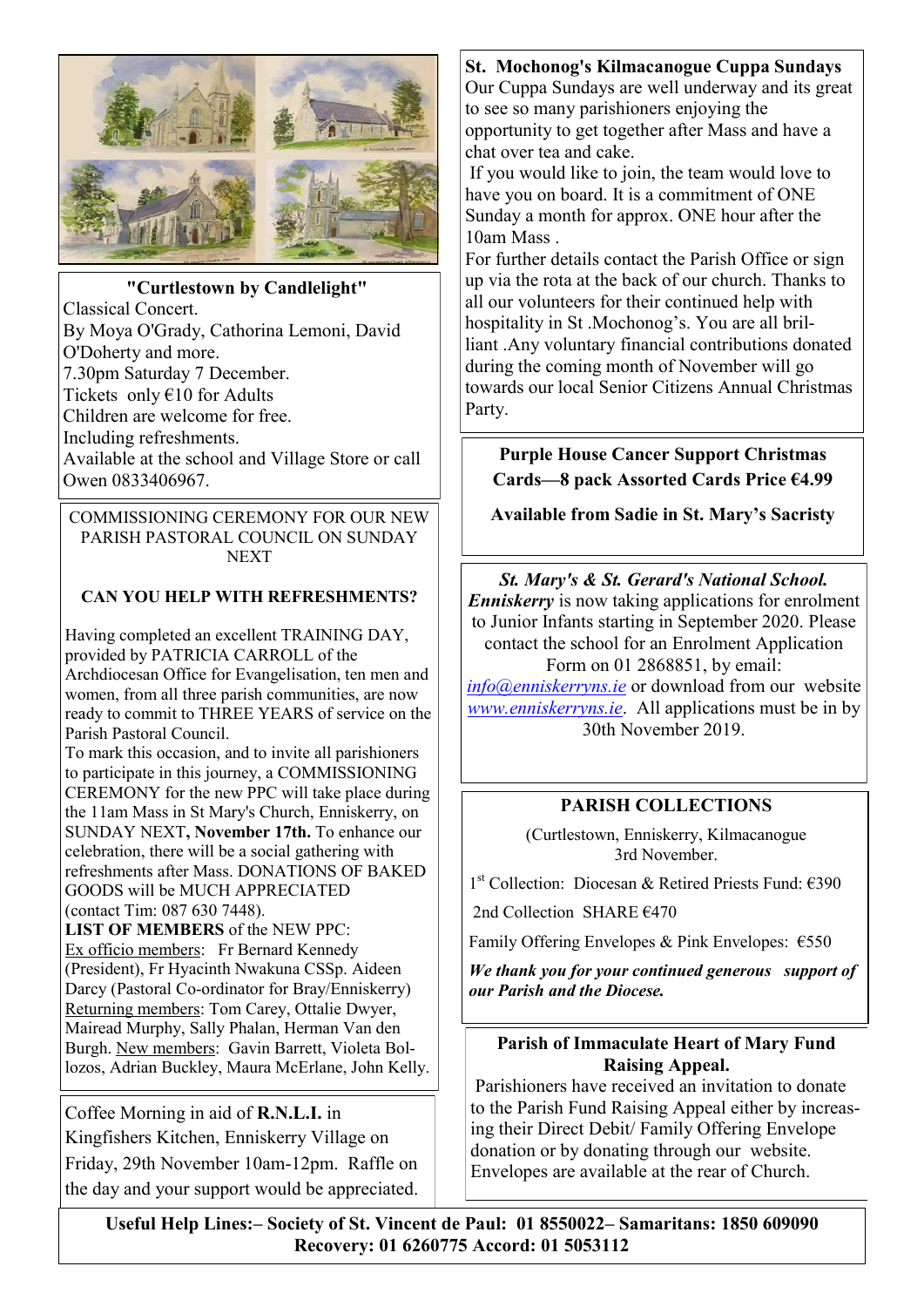### "Curtlestown by Candlelight"

Classical Concert.
By Moya O'Grady, Cathorina Lemoni, David O'Doherty and more.
7.30pm Saturday 7 December.
Tickets only €10 for Adults
Children are welcome for free.
Including refreshments.
Available at the school and Village Store or call Owen 0833406967.

COMMISSIONING CEREMONY FOR OUR NEW PARISH PASTORAL COUNCIL ON SUNDAY NEXT

**CAN YOU HELP WITH REFRESHMENTS?**

Having completed an excellent TRAINING DAY, provided by PATRICIA CARROLL of the Archdiocesan Office for Evangelisation, ten men and women, from all three parish communities, are now ready to commit to THREE YEARS of service on the Parish Pastoral Council.

To mark this occasion, and to invite all parishioners to participate in this journey, a COMMISSIONING CEREMONY for the new PPC will take place during the 11am Mass in St Mary's Church, Enniskerry, on SUNDAY NEXT**, November 17th.** To enhance our celebration, there will be a social gathering with refreshments after Mass. DONATIONS OF BAKED GOODS will be MUCH APPRECIATED (contact Tim: 087 630 7448).

**LIST OF MEMBERS** of the NEW PPC:
Ex officio members: Fr Bernard Kennedy (President), Fr Hyacinth Nwakuna CSSp. Aideen Darcy (Pastoral Co-ordinator for Bray/Enniskerry) Returning members: Tom Carey, Ottalie Dwyer, Mairead Murphy, Sally Phalan, Herman Van den Burgh. New members: Gavin Barrett, Violeta Bollozos, Adrian Buckley, Maura McErlane, John Kelly.

Coffee Morning in aid of **R.N.L.I.** in Kingfishers Kitchen, Enniskerry Village on Friday, 29th November 10am-12pm. Raffle on the day and your support would be appreciated.

**St. Mochonog's Kilmacanogue Cuppa Sundays**

Our Cuppa Sundays are well underway and its great to see so many parishioners enjoying the opportunity to get together after Mass and have a chat over tea and cake.

If you would like to join, the team would love to have you on board. It is a commitment of ONE Sunday a month for approx. ONE hour after the 10am Mass .

For further details contact the Parish Office or sign up via the rota at the back of our church. Thanks to all our volunteers for their continued help with hospitality in St .Mochonog's. You are all brilliant .Any voluntary financial contributions donated during the coming month of November will go towards our local Senior Citizens Annual Christmas Party.

**Purple House Cancer Support Christmas Cards—8 pack Assorted Cards Price €4.99**

**Available from Sadie in St. Mary's Sacristy**

***St. Mary's & St. Gerard's National School. Enniskerry*** is now taking applications for enrolment to Junior Infants starting in September 2020. Please contact the school for an Enrolment Application Form on 01 2868851, by email: *info@enniskerryns.ie* or download from our website *www.enniskerryns.ie*. All applications must be in by 30th November 2019.

**PARISH COLLECTIONS**

(Curtlestown, Enniskerry, Kilmacanogue
3rd November.

1st Collection: Diocesan & Retired Priests Fund: €390

2nd Collection SHARE €470

Family Offering Envelopes & Pink Envelopes: €550

***We thank you for your continued generous support of our Parish and the Diocese.***

**Parish of Immaculate Heart of Mary Fund Raising Appeal.**

Parishioners have received an invitation to donate to the Parish Fund Raising Appeal either by increasing their Direct Debit/ Family Offering Envelope donation or by donating through our website. Envelopes are available at the rear of Church.

**Useful Help Lines:– Society of St. Vincent de Paul: 01 8550022– Samaritans: 1850 609090 Recovery: 01 6260775 Accord: 01 5053112**